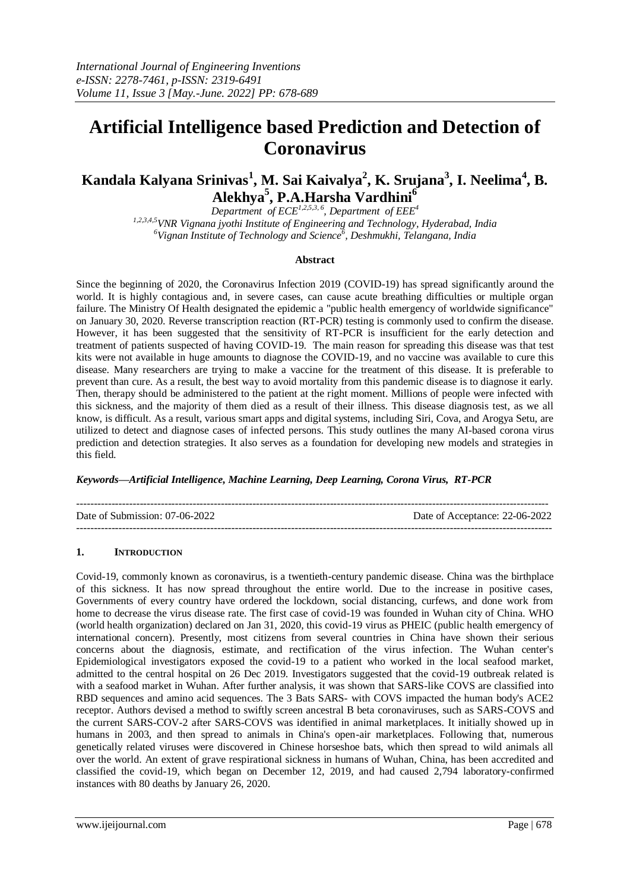# Artificial Intelligence based Prediction and Detection of Coronavirus

**Kandala Kalyana Srinivas[1], M. Sai Kaivalya[2], K. Srujana[3], I. Neelima[4], B. Alekhya[5], P.A.Harsha Vardhini[6]**

*Department of ECE[1,2,5,3,6], Department of EEE[4]*

*[1,2,3,4,5]VNR Vignana jyothi Institute of Engineering and Technology, Hyderabad, India*

*[6]Vignan Institute of Technology and Science[6], Deshmukhi, Telangana, India*

**Abstract**

Since the beginning of 2020, the Coronavirus Infection 2019 (COVID-19) has spread significantly around the world. It is highly contagious and, in severe cases, can cause acute breathing difficulties or multiple organ failure. The Ministry Of Health designated the epidemic a "public health emergency of worldwide significance" on January 30, 2020. Reverse transcription reaction (RT-PCR) testing is commonly used to confirm the disease. However, it has been suggested that the sensitivity of RT-PCR is insufficient for the early detection and treatment of patients suspected of having COVID-19. The main reason for spreading this disease was that test kits were not available in huge amounts to diagnose the COVID-19, and no vaccine was available to cure this disease. Many researchers are trying to make a vaccine for the treatment of this disease. It is preferable to prevent than cure. As a result, the best way to avoid mortality from this pandemic disease is to diagnose it early. Then, therapy should be administered to the patient at the right moment. Millions of people were infected with this sickness, and the majority of them died as a result of their illness. This disease diagnosis test, as we all know, is difficult. As a result, various smart apps and digital systems, including Siri, Cova, and Arogya Setu, are utilized to detect and diagnose cases of infected persons. This study outlines the many AI-based corona virus prediction and detection strategies. It also serves as a foundation for developing new models and strategies in this field.

***Keywords—Artificial Intelligence, Machine Learning, Deep Learning, Corona Virus, RT-PCR***

---

Date of Submission: 07-06-2022 | Date of Acceptance: 22-06-2022

---

## 1. INTRODUCTION

Covid-19, commonly known as coronavirus, is a twentieth-century pandemic disease. China was the birthplace of this sickness. It has now spread throughout the entire world. Due to the increase in positive cases, Governments of every country have ordered the lockdown, social distancing, curfews, and done work from home to decrease the virus disease rate. The first case of covid-19 was founded in Wuhan city of China. WHO (world health organization) declared on Jan 31, 2020, this covid-19 virus as PHEIC (public health emergency of international concern). Presently, most citizens from several countries in China have shown their serious concerns about the diagnosis, estimate, and rectification of the virus infection. The Wuhan center's Epidemiological investigators exposed the covid-19 to a patient who worked in the local seafood market, admitted to the central hospital on 26 Dec 2019. Investigators suggested that the covid-19 outbreak related is with a seafood market in Wuhan. After further analysis, it was shown that SARS-like COVS are classified into RBD sequences and amino acid sequences. The 3 Bats SARS- with COVS impacted the human body's ACE2 receptor. Authors devised a method to swiftly screen ancestral B beta coronaviruses, such as SARS-COVS and the current SARS-COV-2 after SARS-COVS was identified in animal marketplaces. It initially showed up in humans in 2003, and then spread to animals in China's open-air marketplaces. Following that, numerous genetically related viruses were discovered in Chinese horseshoe bats, which then spread to wild animals all over the world. An extent of grave respirational sickness in humans of Wuhan, China, has been accredited and classified the covid-19, which began on December 12, 2019, and had caused 2,794 laboratory-confirmed instances with 80 deaths by January 26, 2020.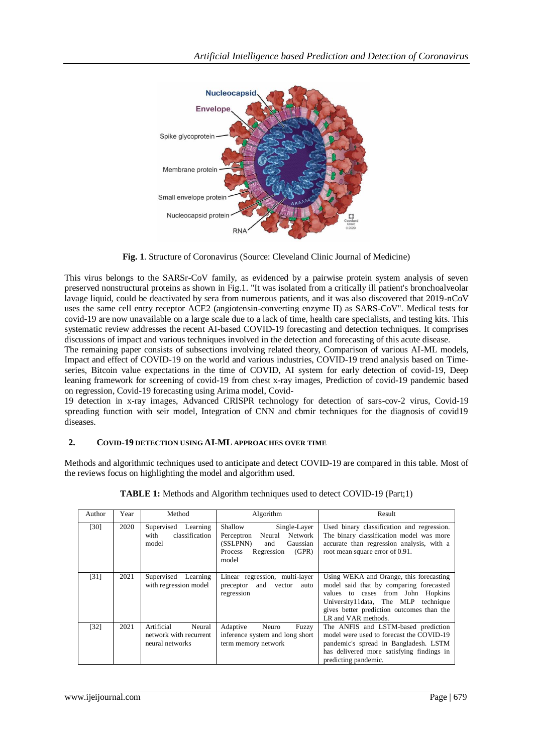Fig. 1. Structure of Coronavirus (Source: Cleveland Clinic Journal of Medicine)

This virus belongs to the SARSr-CoV family, as evidenced by a pairwise protein system analysis of seven preserved nonstructural proteins as shown in Fig.1. "It was isolated from a critically ill patient's bronchoalveolar lavage liquid, could be deactivated by sera from numerous patients, and it was also discovered that 2019-nCoV uses the same cell entry receptor ACE2 (angiotensin-converting enzyme II) as SARS-CoV". Medical tests for covid-19 are now unavailable on a large scale due to a lack of time, health care specialists, and testing kits. This systematic review addresses the recent AI-based COVID-19 forecasting and detection techniques. It comprises discussions of impact and various techniques involved in the detection and forecasting of this acute disease.

The remaining paper consists of subsections involving related theory, Comparison of various AI-ML models, Impact and effect of COVID-19 on the world and various industries, COVID-19 trend analysis based on Time-series, Bitcoin value expectations in the time of COVID, AI system for early detection of covid-19, Deep leaning framework for screening of covid-19 from chest x-ray images, Prediction of covid-19 pandemic based on regression, Covid-19 forecasting using Arima model, Covid-19 detection in x-ray images, Advanced CRISPR technology for detection of sars-cov-2 virus, Covid-19 spreading function with seir model, Integration of CNN and cbmir techniques for the diagnosis of covid19 diseases.

## 2. COVID-19 DETECTION USING AI-ML APPROACHES OVER TIME

Methods and algorithmic techniques used to anticipate and detect COVID-19 are compared in this table. Most of the reviews focus on highlighting the model and algorithm used.

**TABLE 1:** Methods and Algorithm techniques used to detect COVID-19 (Part;1)

| Author | Year | Method | Algorithm | Result |
|---|---|---|---|---|
| [30] | 2020 | Supervised Learning with classification model | Shallow Single-Layer Perceptron Neural Network (SSLPNN) and Gaussian Process Regression (GPR) model | Used binary classification and regression. The binary classification model was more accurate than regression analysis, with a root mean square error of 0.91. |
| [31] | 2021 | Supervised Learning with regression model | Linear regression, multi-layer preceptor and vector auto regression | Using WEKA and Orange, this forecasting model said that by comparing forecasted values to cases from John Hopkins University11data, The MLP technique gives better prediction outcomes than the LR and VAR methods. |
| [32] | 2021 | Artificial Neural network with recurrent neural networks | Adaptive Neuro Fuzzy inference system and long short term memory network | The ANFIS and LSTM-based prediction model were used to forecast the COVID-19 pandemic's spread in Bangladesh. LSTM has delivered more satisfying findings in predicting pandemic. |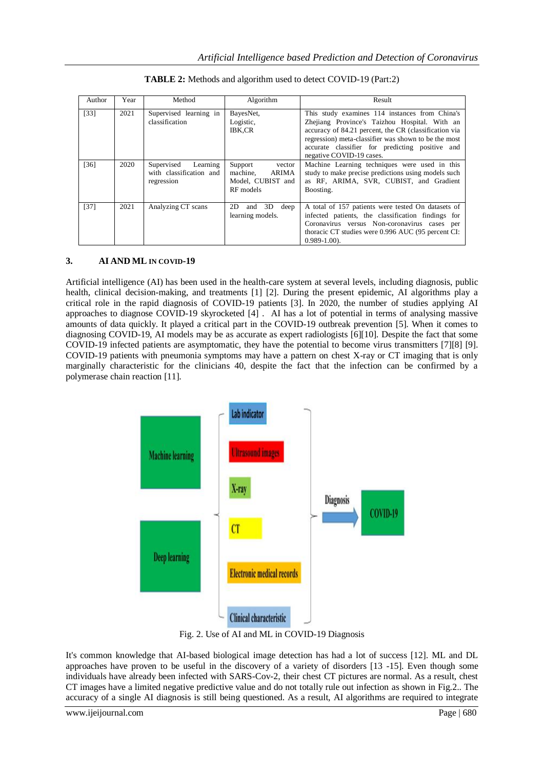**TABLE 2:** Methods and algorithm used to detect COVID-19 (Part:2)

| Author | Year | Method | Algorithm | Result |
|---|---|---|---|---|
| [33] | 2021 | Supervised learning in classification | BayesNet, Logistic, IBK,CR | This study examines 114 instances from China's Zhejiang Province's Taizhou Hospital. With an accuracy of 84.21 percent, the CR (classification via regression) meta-classifier was shown to be the most accurate classifier for predicting positive and negative COVID-19 cases. |
| [36] | 2020 | Supervised Learning with classification and regression | Support vector machine, ARIMA Model, CUBIST and RF models | Machine Learning techniques were used in this study to make precise predictions using models such as RF, ARIMA, SVR, CUBIST, and Gradient Boosting. |
| [37] | 2021 | Analyzing CT scans | 2D and 3D deep learning models. | A total of 157 patients were tested On datasets of infected patients, the classification findings for Coronavirus versus Non-coronavirus cases per thoracic CT studies were 0.996 AUC (95 percent CI: 0.989-1.00). |

## 3. AI AND ML IN COVID-19

Artificial intelligence (AI) has been used in the health-care system at several levels, including diagnosis, public health, clinical decision-making, and treatments [1] [2]. During the present epidemic, AI algorithms play a critical role in the rapid diagnosis of COVID-19 patients [3]. In 2020, the number of studies applying AI approaches to diagnose COVID-19 skyrocketed [4] . AI has a lot of potential in terms of analysing massive amounts of data quickly. It played a critical part in the COVID-19 outbreak prevention [5]. When it comes to diagnosing COVID-19, AI models may be as accurate as expert radiologists [6][10]. Despite the fact that some COVID-19 infected patients are asymptomatic, they have the potential to become virus transmitters [7][8] [9]. COVID-19 patients with pneumonia symptoms may have a pattern on chest X-ray or CT imaging that is only marginally characteristic for the clinicians 40, despite the fact that the infection can be confirmed by a polymerase chain reaction [11].

Machine learning | Deep learning | Lab indicator | Ultrasound images | X-ray | CT | Electronic medical records | Clinical characteristic | Diagnosis | COVID-19

Fig. 2. Use of AI and ML in COVID-19 Diagnosis

It's common knowledge that AI-based biological image detection has had a lot of success [12]. ML and DL approaches have proven to be useful in the discovery of a variety of disorders [13 -15]. Even though some individuals have already been infected with SARS-Cov-2, their chest CT pictures are normal. As a result, chest CT images have a limited negative predictive value and do not totally rule out infection as shown in Fig.2.. The accuracy of a single AI diagnosis is still being questioned. As a result, AI algorithms are required to integrate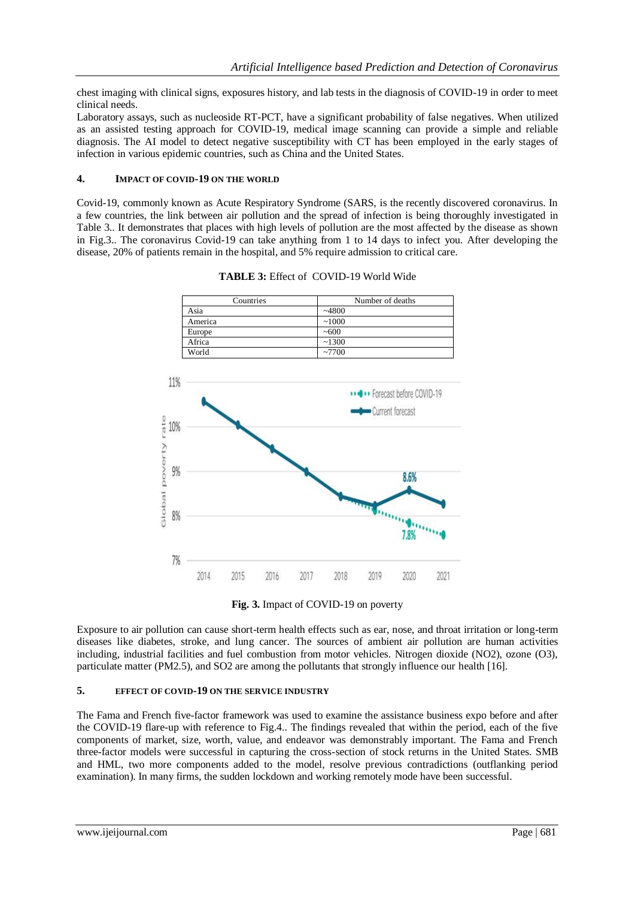chest imaging with clinical signs, exposures history, and lab tests in the diagnosis of COVID-19 in order to meet clinical needs.

Laboratory assays, such as nucleoside RT-PCT, have a significant probability of false negatives. When utilized as an assisted testing approach for COVID-19, medical image scanning can provide a simple and reliable diagnosis. The AI model to detect negative susceptibility with CT has been employed in the early stages of infection in various epidemic countries, such as China and the United States.

## 4. IMPACT OF COVID-19 ON THE WORLD

Covid-19, commonly known as Acute Respiratory Syndrome (SARS, is the recently discovered coronavirus. In a few countries, the link between air pollution and the spread of infection is being thoroughly investigated in Table 3.. It demonstrates that places with high levels of pollution are the most affected by the disease as shown in Fig.3.. The coronavirus Covid-19 can take anything from 1 to 14 days to infect you. After developing the disease, 20% of patients remain in the hospital, and 5% require admission to critical care.

**TABLE 3:** Effect of COVID-19 World Wide

| Countries | Number of deaths |
|---|---|
| Asia | ~4800 |
| America | ~1000 |
| Europe | ~600 |
| Africa | ~1300 |
| World | ~7700 |

**Fig. 3.** Impact of COVID-19 on poverty

Exposure to air pollution can cause short-term health effects such as ear, nose, and throat irritation or long-term diseases like diabetes, stroke, and lung cancer. The sources of ambient air pollution are human activities including, industrial facilities and fuel combustion from motor vehicles. Nitrogen dioxide ($NO_2$), ozone ($O_3$), particulate matter ($PM_{2.5}$), and $SO_2$ are among the pollutants that strongly influence our health [16].

## 5. EFFECT OF COVID-19 ON THE SERVICE INDUSTRY

The Fama and French five-factor framework was used to examine the assistance business expo before and after the COVID-19 flare-up with reference to Fig.4.. The findings revealed that within the period, each of the five components of market, size, worth, value, and endeavor was demonstrably important. The Fama and French three-factor models were successful in capturing the cross-section of stock returns in the United States. SMB and HML, two more components added to the model, resolve previous contradictions (outflanking period examination). In many firms, the sudden lockdown and working remotely mode have been successful.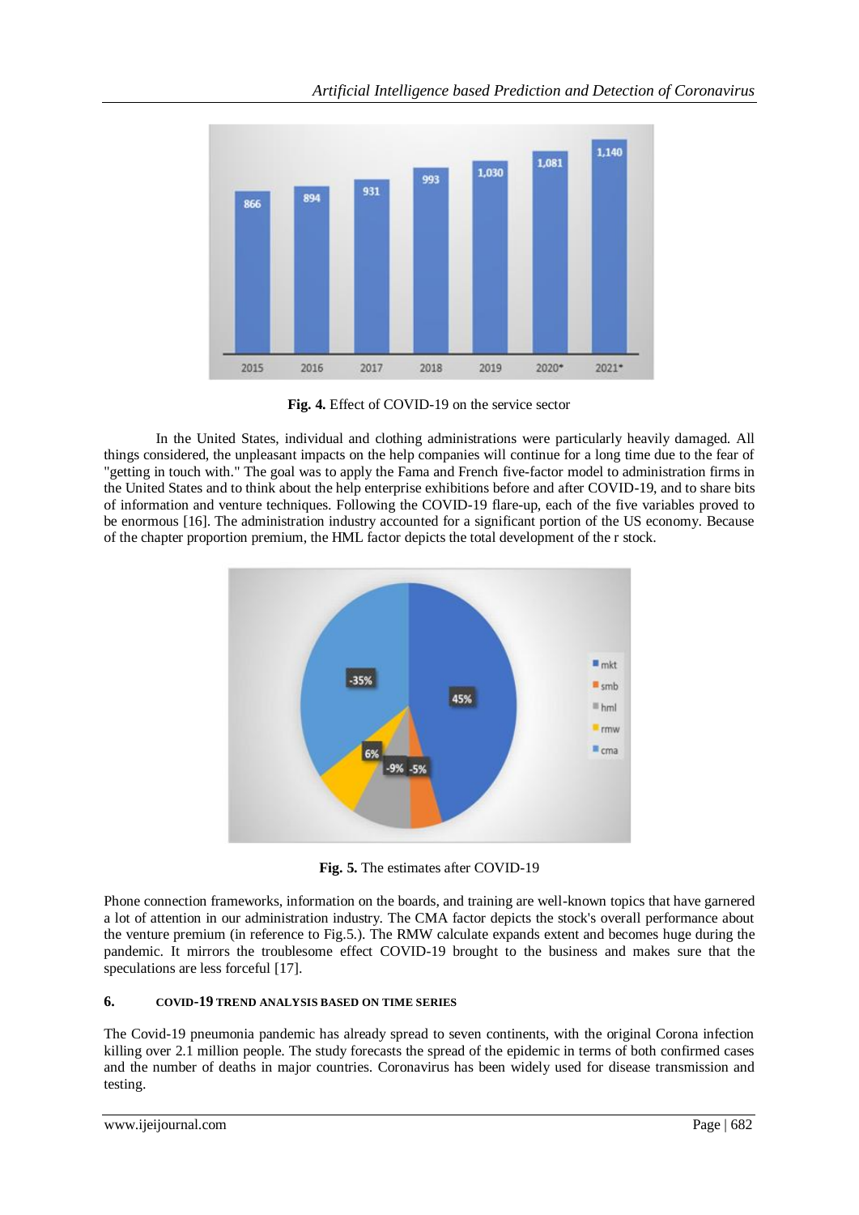**Fig. 4.** Effect of COVID-19 on the service sector

In the United States, individual and clothing administrations were particularly heavily damaged. All things considered, the unpleasant impacts on the help companies will continue for a long time due to the fear of "getting in touch with." The goal was to apply the Fama and French five-factor model to administration firms in the United States and to think about the help enterprise exhibitions before and after COVID-19, and to share bits of information and venture techniques. Following the COVID-19 flare-up, each of the five variables proved to be enormous [16]. The administration industry accounted for a significant portion of the US economy. Because of the chapter proportion premium, the HML factor depicts the total development of the r stock.

**Fig. 5.** The estimates after COVID-19

Phone connection frameworks, information on the boards, and training are well-known topics that have garnered a lot of attention in our administration industry. The CMA factor depicts the stock's overall performance about the venture premium (in reference to Fig.5.). The RMW calculate expands extent and becomes huge during the pandemic. It mirrors the troublesome effect COVID-19 brought to the business and makes sure that the speculations are less forceful [17].

## 6. COVID-19 TREND ANALYSIS BASED ON TIME SERIES

The Covid-19 pneumonia pandemic has already spread to seven continents, with the original Corona infection killing over 2.1 million people. The study forecasts the spread of the epidemic in terms of both confirmed cases and the number of deaths in major countries. Coronavirus has been widely used for disease transmission and testing.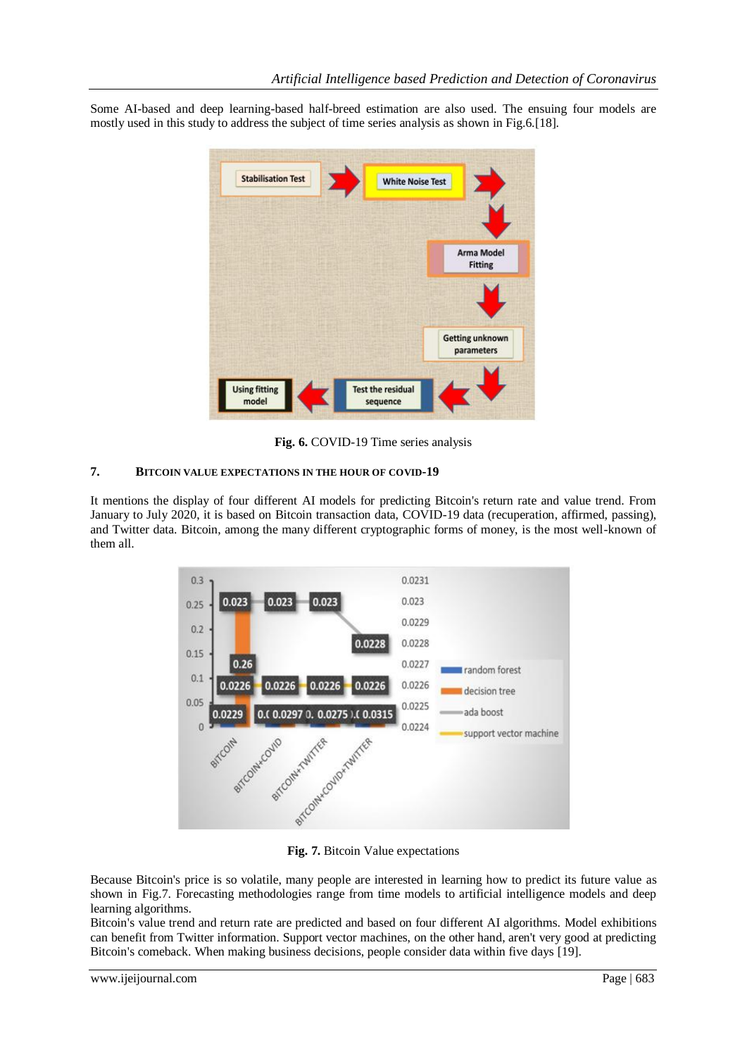Some AI-based and deep learning-based half-breed estimation are also used. The ensuing four models are mostly used in this study to address the subject of time series analysis as shown in Fig.6.[18].

**Fig. 6.** COVID-19 Time series analysis

## 7. BITCOIN VALUE EXPECTATIONS IN THE HOUR OF COVID-19

It mentions the display of four different AI models for predicting Bitcoin's return rate and value trend. From January to July 2020, it is based on Bitcoin transaction data, COVID-19 data (recuperation, affirmed, passing), and Twitter data. Bitcoin, among the many different cryptographic forms of money, is the most well-known of them all.

**Fig. 7.** Bitcoin Value expectations

Because Bitcoin's price is so volatile, many people are interested in learning how to predict its future value as shown in Fig.7. Forecasting methodologies range from time models to artificial intelligence models and deep learning algorithms.

Bitcoin's value trend and return rate are predicted and based on four different AI algorithms. Model exhibitions can benefit from Twitter information. Support vector machines, on the other hand, aren't very good at predicting Bitcoin's comeback. When making business decisions, people consider data within five days [19].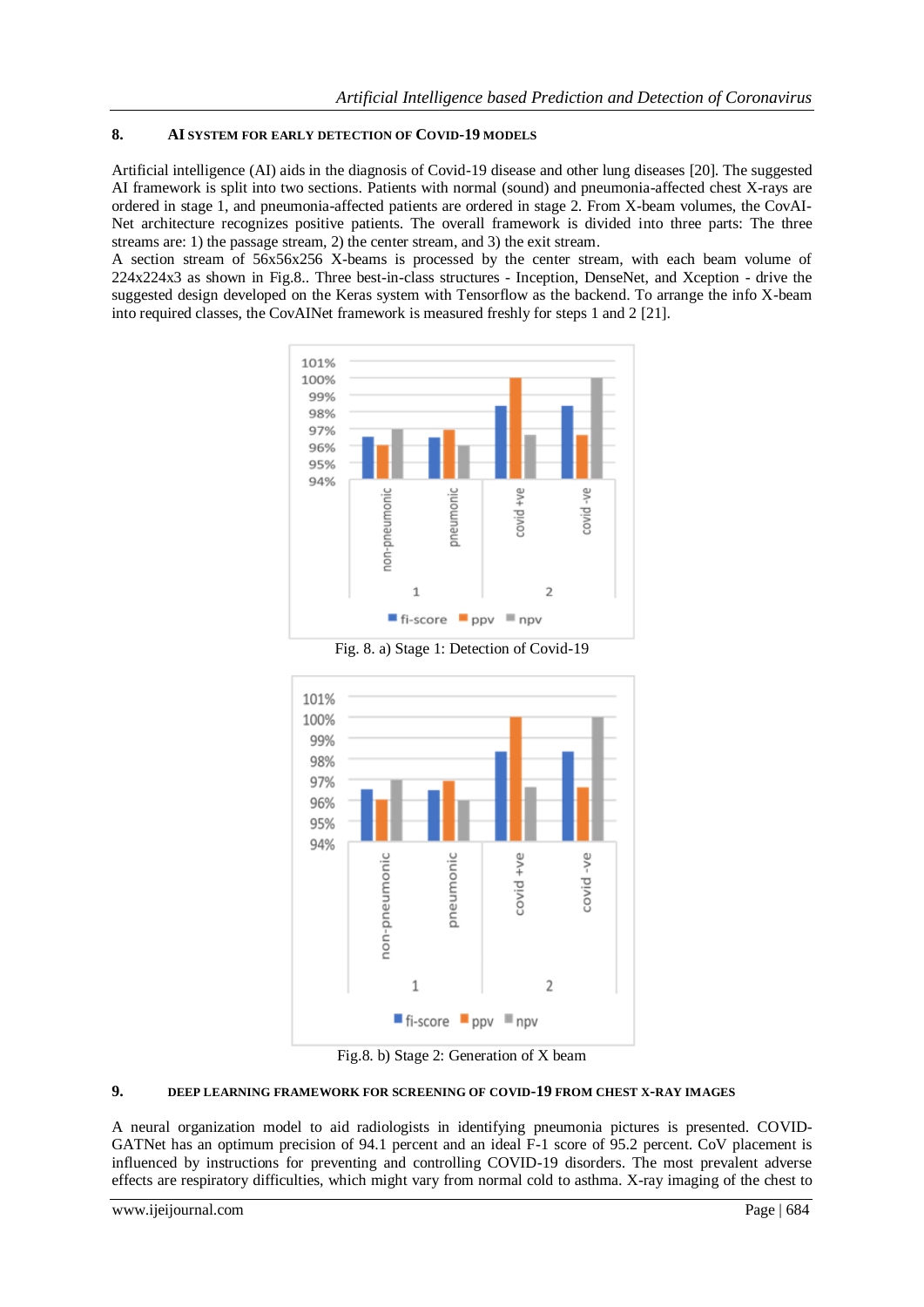## 8. AI SYSTEM FOR EARLY DETECTION OF COVID-19 MODELS

Artificial intelligence (AI) aids in the diagnosis of Covid-19 disease and other lung diseases [20]. The suggested AI framework is split into two sections. Patients with normal (sound) and pneumonia-affected chest X-rays are ordered in stage 1, and pneumonia-affected patients are ordered in stage 2. From X-beam volumes, the CovAI-Net architecture recognizes positive patients. The overall framework is divided into three parts: The three streams are: 1) the passage stream, 2) the center stream, and 3) the exit stream.

A section stream of 56x56x256 X-beams is processed by the center stream, with each beam volume of 224x224x3 as shown in Fig.8.. Three best-in-class structures - Inception, DenseNet, and Xception - drive the suggested design developed on the Keras system with Tensorflow as the backend. To arrange the info X-beam into required classes, the CovAINet framework is measured freshly for steps 1 and 2 [21].

Fig. 8. a) Stage 1: Detection of Covid-19

Fig.8. b) Stage 2: Generation of X beam

## 9. DEEP LEARNING FRAMEWORK FOR SCREENING OF COVID-19 FROM CHEST X-RAY IMAGES

A neural organization model to aid radiologists in identifying pneumonia pictures is presented. COVID-GATNet has an optimum precision of 94.1 percent and an ideal F-1 score of 95.2 percent. CoV placement is influenced by instructions for preventing and controlling COVID-19 disorders. The most prevalent adverse effects are respiratory difficulties, which might vary from normal cold to asthma. X-ray imaging of the chest to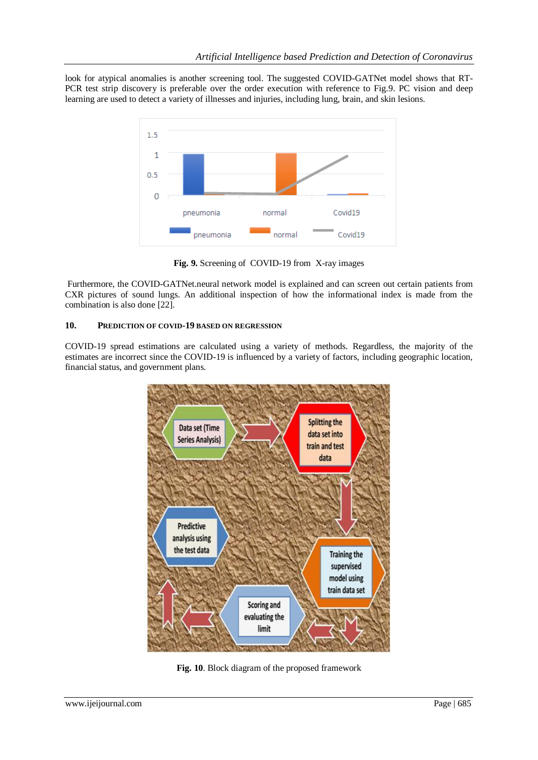look for atypical anomalies is another screening tool. The suggested COVID-GATNet model shows that RT-PCR test strip discovery is preferable over the order execution with reference to Fig.9. PC vision and deep learning are used to detect a variety of illnesses and injuries, including lung, brain, and skin lesions.

**Fig. 9.** Screening of COVID-19 from X-ray images

Furthermore, the COVID-GATNet.neural network model is explained and can screen out certain patients from CXR pictures of sound lungs. An additional inspection of how the informational index is made from the combination is also done [22].

## 10. Prediction of COVID-19 based on regression

COVID-19 spread estimations are calculated using a variety of methods. Regardless, the majority of the estimates are incorrect since the COVID-19 is influenced by a variety of factors, including geographic location, financial status, and government plans.

**Fig. 10**. Block diagram of the proposed framework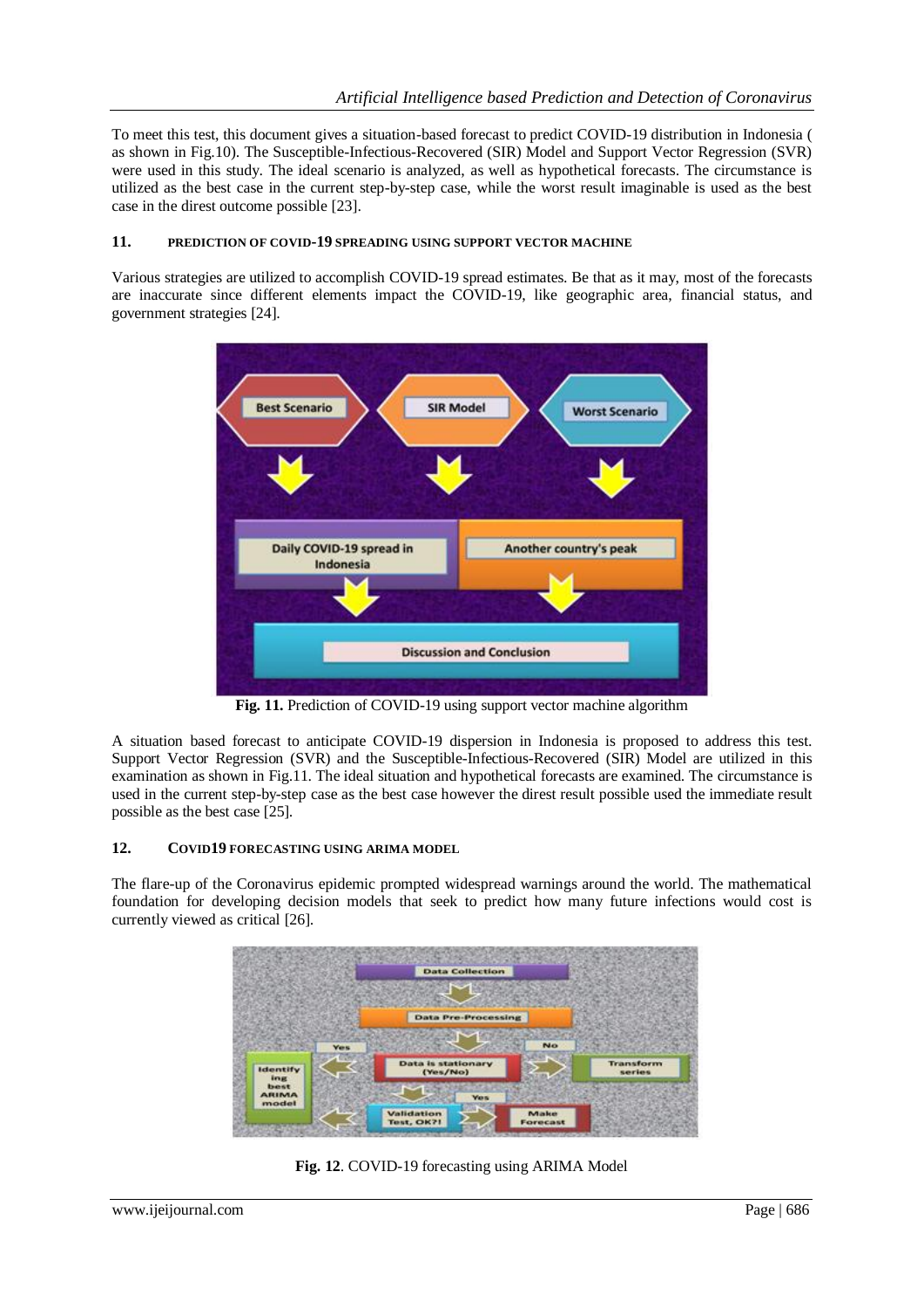To meet this test, this document gives a situation-based forecast to predict COVID-19 distribution in Indonesia ( as shown in Fig.10). The Susceptible-Infectious-Recovered (SIR) Model and Support Vector Regression (SVR) were used in this study. The ideal scenario is analyzed, as well as hypothetical forecasts. The circumstance is utilized as the best case in the current step-by-step case, while the worst result imaginable is used as the best case in the direst outcome possible [23].

## 11. PREDICTION OF COVID-19 SPREADING USING SUPPORT VECTOR MACHINE

Various strategies are utilized to accomplish COVID-19 spread estimates. Be that as it may, most of the forecasts are inaccurate since different elements impact the COVID-19, like geographic area, financial status, and government strategies [24].

**Fig. 11.** Prediction of COVID-19 using support vector machine algorithm

A situation based forecast to anticipate COVID-19 dispersion in Indonesia is proposed to address this test. Support Vector Regression (SVR) and the Susceptible-Infectious-Recovered (SIR) Model are utilized in this examination as shown in Fig.11. The ideal situation and hypothetical forecasts are examined. The circumstance is used in the current step-by-step case as the best case however the direst result possible used the immediate result possible as the best case [25].

## 12. COVID19 FORECASTING USING ARIMA MODEL

The flare-up of the Coronavirus epidemic prompted widespread warnings around the world. The mathematical foundation for developing decision models that seek to predict how many future infections would cost is currently viewed as critical [26].

**Fig. 12**. COVID-19 forecasting using ARIMA Model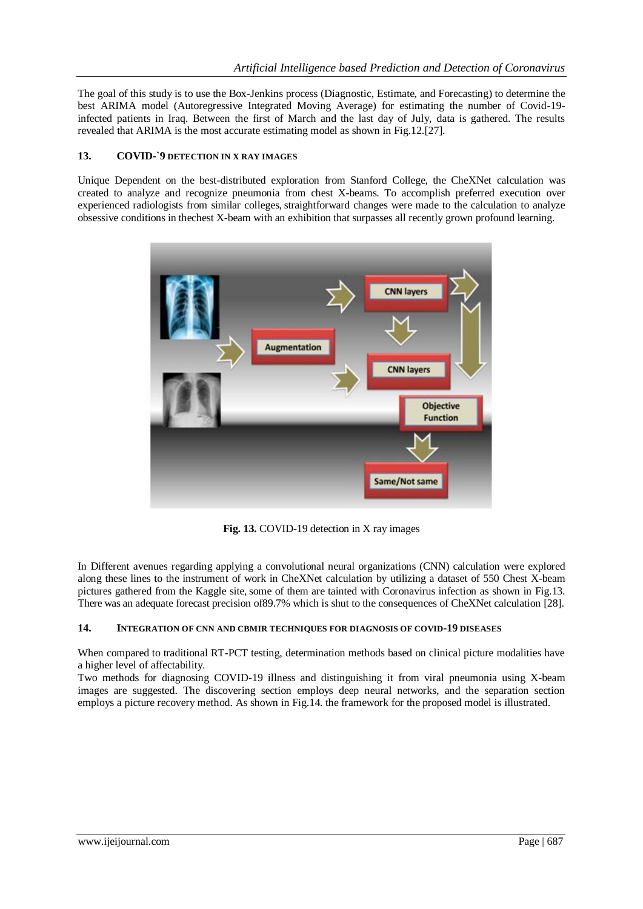The goal of this study is to use the Box-Jenkins process (Diagnostic, Estimate, and Forecasting) to determine the best ARIMA model (Autoregressive Integrated Moving Average) for estimating the number of Covid-19-infected patients in Iraq. Between the first of March and the last day of July, data is gathered. The results revealed that ARIMA is the most accurate estimating model as shown in Fig.12.[27].

## 13. COVID-`9 DETECTION IN X RAY IMAGES

Unique Dependent on the best-distributed exploration from Stanford College, the CheXNet calculation was created to analyze and recognize pneumonia from chest X-beams. To accomplish preferred execution over experienced radiologists from similar colleges, straightforward changes were made to the calculation to analyze obsessive conditions in thechest X-beam with an exhibition that surpasses all recently grown profound learning.

**Fig. 13.** COVID-19 detection in X ray images

In Different avenues regarding applying a convolutional neural organizations (CNN) calculation were explored along these lines to the instrument of work in CheXNet calculation by utilizing a dataset of 550 Chest X-beam pictures gathered from the Kaggle site, some of them are tainted with Coronavirus infection as shown in Fig.13. There was an adequate forecast precision of89.7% which is shut to the consequences of CheXNet calculation [28].

## 14. INTEGRATION OF CNN AND CBMIR TECHNIQUES FOR DIAGNOSIS OF COVID-19 DISEASES

When compared to traditional RT-PCT testing, determination methods based on clinical picture modalities have a higher level of affectability.

Two methods for diagnosing COVID-19 illness and distinguishing it from viral pneumonia using X-beam images are suggested. The discovering section employs deep neural networks, and the separation section employs a picture recovery method. As shown in Fig.14. the framework for the proposed model is illustrated.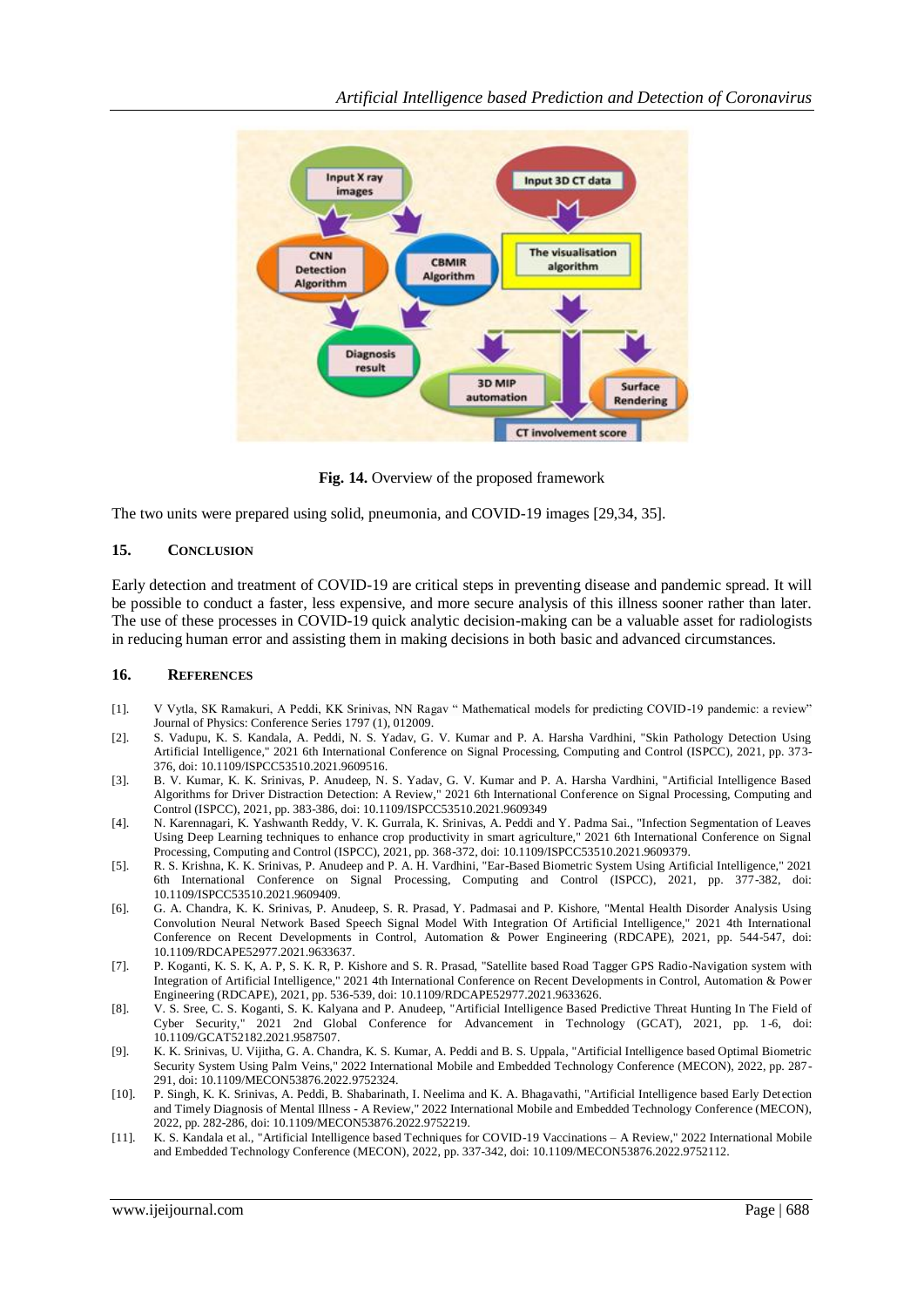Fig. 14. Overview of the proposed framework

The two units were prepared using solid, pneumonia, and COVID-19 images [29,34, 35].

## 15. CONCLUSION

Early detection and treatment of COVID-19 are critical steps in preventing disease and pandemic spread. It will be possible to conduct a faster, less expensive, and more secure analysis of this illness sooner rather than later. The use of these processes in COVID-19 quick analytic decision-making can be a valuable asset for radiologists in reducing human error and assisting them in making decisions in both basic and advanced circumstances.

## 16. REFERENCES

[1]. V Vytla, SK Ramakuri, A Peddi, KK Srinivas, NN Ragav " Mathematical models for predicting COVID-19 pandemic: a review" Journal of Physics: Conference Series 1797 (1), 012009.

[2]. S. Vadupu, K. S. Kandala, A. Peddi, N. S. Yadav, G. V. Kumar and P. A. Harsha Vardhini, "Skin Pathology Detection Using Artificial Intelligence," 2021 6th International Conference on Signal Processing, Computing and Control (ISPCC), 2021, pp. 373-376, doi: 10.1109/ISPCC53510.2021.9609516.

[3]. B. V. Kumar, K. K. Srinivas, P. Anudeep, N. S. Yadav, G. V. Kumar and P. A. Harsha Vardhini, "Artificial Intelligence Based Algorithms for Driver Distraction Detection: A Review," 2021 6th International Conference on Signal Processing, Computing and Control (ISPCC), 2021, pp. 383-386, doi: 10.1109/ISPCC53510.2021.9609349

[4]. N. Karennagari, K. Yashwanth Reddy, V. K. Gurrala, K. Srinivas, A. Peddi and Y. Padma Sai., "Infection Segmentation of Leaves Using Deep Learning techniques to enhance crop productivity in smart agriculture," 2021 6th International Conference on Signal Processing, Computing and Control (ISPCC), 2021, pp. 368-372, doi: 10.1109/ISPCC53510.2021.9609379.

[5]. R. S. Krishna, K. K. Srinivas, P. Anudeep and P. A. H. Vardhini, "Ear-Based Biometric System Using Artificial Intelligence," 2021 6th International Conference on Signal Processing, Computing and Control (ISPCC), 2021, pp. 377-382, doi: 10.1109/ISPCC53510.2021.9609409.

[6]. G. A. Chandra, K. K. Srinivas, P. Anudeep, S. R. Prasad, Y. Padmasai and P. Kishore, "Mental Health Disorder Analysis Using Convolution Neural Network Based Speech Signal Model With Integration Of Artificial Intelligence," 2021 4th International Conference on Recent Developments in Control, Automation & Power Engineering (RDCAPE), 2021, pp. 544-547, doi: 10.1109/RDCAPE52977.2021.9633637.

[7]. P. Koganti, K. S. K, A. P, S. K. R, P. Kishore and S. R. Prasad, "Satellite based Road Tagger GPS Radio-Navigation system with Integration of Artificial Intelligence," 2021 4th International Conference on Recent Developments in Control, Automation & Power Engineering (RDCAPE), 2021, pp. 536-539, doi: 10.1109/RDCAPE52977.2021.9633626.

[8]. V. S. Sree, C. S. Koganti, S. K. Kalyana and P. Anudeep, "Artificial Intelligence Based Predictive Threat Hunting In The Field of Cyber Security," 2021 2nd Global Conference for Advancement in Technology (GCAT), 2021, pp. 1-6, doi: 10.1109/GCAT52182.2021.9587507.

[9]. K. K. Srinivas, U. Vijitha, G. A. Chandra, K. S. Kumar, A. Peddi and B. S. Uppala, "Artificial Intelligence based Optimal Biometric Security System Using Palm Veins," 2022 International Mobile and Embedded Technology Conference (MECON), 2022, pp. 287-291, doi: 10.1109/MECON53876.2022.9752324.

[10]. P. Singh, K. K. Srinivas, A. Peddi, B. Shabarinath, I. Neelima and K. A. Bhagavathi, "Artificial Intelligence based Early Detection and Timely Diagnosis of Mental Illness - A Review," 2022 International Mobile and Embedded Technology Conference (MECON), 2022, pp. 282-286, doi: 10.1109/MECON53876.2022.9752219.

[11]. K. S. Kandala et al., "Artificial Intelligence based Techniques for COVID-19 Vaccinations – A Review," 2022 International Mobile and Embedded Technology Conference (MECON), 2022, pp. 337-342, doi: 10.1109/MECON53876.2022.9752112.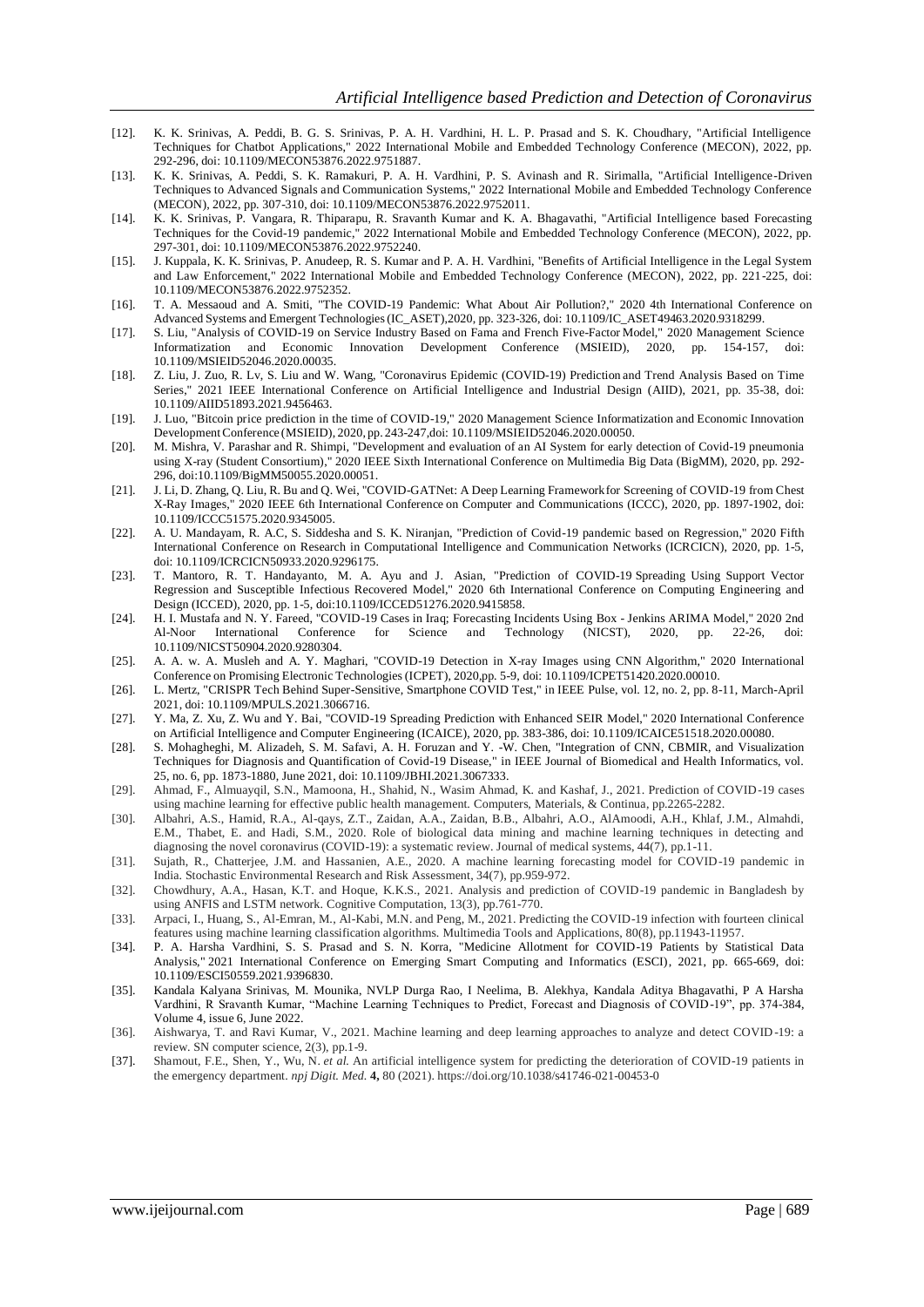[12]. K. K. Srinivas, A. Peddi, B. G. S. Srinivas, P. A. H. Vardhini, H. L. P. Prasad and S. K. Choudhary, "Artificial Intelligence Techniques for Chatbot Applications," 2022 International Mobile and Embedded Technology Conference (MECON), 2022, pp. 292-296, doi: 10.1109/MECON53876.2022.9751887.

[13]. K. K. Srinivas, A. Peddi, S. K. Ramakuri, P. A. H. Vardhini, P. S. Avinash and R. Sirimalla, "Artificial Intelligence-Driven Techniques to Advanced Signals and Communication Systems," 2022 International Mobile and Embedded Technology Conference (MECON), 2022, pp. 307-310, doi: 10.1109/MECON53876.2022.9752011.

[14]. K. K. Srinivas, P. Vangara, R. Thiparapu, R. Sravanth Kumar and K. A. Bhagavathi, "Artificial Intelligence based Forecasting Techniques for the Covid-19 pandemic," 2022 International Mobile and Embedded Technology Conference (MECON), 2022, pp. 297-301, doi: 10.1109/MECON53876.2022.9752240.

[15]. J. Kuppala, K. K. Srinivas, P. Anudeep, R. S. Kumar and P. A. H. Vardhini, "Benefits of Artificial Intelligence in the Legal System and Law Enforcement," 2022 International Mobile and Embedded Technology Conference (MECON), 2022, pp. 221-225, doi: 10.1109/MECON53876.2022.9752352.

[16]. T. A. Messaoud and A. Smiti, "The COVID-19 Pandemic: What About Air Pollution?," 2020 4th International Conference on Advanced Systems and Emergent Technologies (IC_ASET),2020, pp. 323-326, doi: 10.1109/IC_ASET49463.2020.9318299.

[17]. S. Liu, "Analysis of COVID-19 on Service Industry Based on Fama and French Five-Factor Model," 2020 Management Science Informatization and Economic Innovation Development Conference (MSIEID), 2020, pp. 154-157, doi: 10.1109/MSIEID52046.2020.00035.

[18]. Z. Liu, J. Zuo, R. Lv, S. Liu and W. Wang, "Coronavirus Epidemic (COVID-19) Prediction and Trend Analysis Based on Time Series," 2021 IEEE International Conference on Artificial Intelligence and Industrial Design (AIID), 2021, pp. 35-38, doi: 10.1109/AIID51893.2021.9456463.

[19]. J. Luo, "Bitcoin price prediction in the time of COVID-19," 2020 Management Science Informatization and Economic Innovation Development Conference (MSIEID), 2020, pp. 243-247,doi: 10.1109/MSIEID52046.2020.00050.

[20]. M. Mishra, V. Parashar and R. Shimpi, "Development and evaluation of an AI System for early detection of Covid-19 pneumonia using X-ray (Student Consortium)," 2020 IEEE Sixth International Conference on Multimedia Big Data (BigMM), 2020, pp. 292-296, doi:10.1109/BigMM50055.2020.00051.

[21]. J. Li, D. Zhang, Q. Liu, R. Bu and Q. Wei, "COVID-GATNet: A Deep Learning Framework for Screening of COVID-19 from Chest X-Ray Images," 2020 IEEE 6th International Conference on Computer and Communications (ICCC), 2020, pp. 1897-1902, doi: 10.1109/ICCC51575.2020.9345005.

[22]. A. U. Mandayam, R. A.C, S. Siddesha and S. K. Niranjan, "Prediction of Covid-19 pandemic based on Regression," 2020 Fifth International Conference on Research in Computational Intelligence and Communication Networks (ICRCICN), 2020, pp. 1-5, doi: 10.1109/ICRCICN50933.2020.9296175.

[23]. T. Mantoro, R. T. Handayanto, M. A. Ayu and J. Asian, "Prediction of COVID-19 Spreading Using Support Vector Regression and Susceptible Infectious Recovered Model," 2020 6th International Conference on Computing Engineering and Design (ICCED), 2020, pp. 1-5, doi:10.1109/ICCED51276.2020.9415858.

[24]. H. I. Mustafa and N. Y. Fareed, "COVID-19 Cases in Iraq; Forecasting Incidents Using Box - Jenkins ARIMA Model," 2020 2nd Al-Noor International Conference for Science and Technology (NICST), 2020, pp. 22-26, doi: 10.1109/NICST50904.2020.9280304.

[25]. A. A. w. A. Musleh and A. Y. Maghari, "COVID-19 Detection in X-ray Images using CNN Algorithm," 2020 International Conference on Promising Electronic Technologies (ICPET), 2020,pp. 5-9, doi: 10.1109/ICPET51420.2020.00010.

[26]. L. Mertz, "CRISPR Tech Behind Super-Sensitive, Smartphone COVID Test," in IEEE Pulse, vol. 12, no. 2, pp. 8-11, March-April 2021, doi: 10.1109/MPULS.2021.3066716.

[27]. Y. Ma, Z. Xu, Z. Wu and Y. Bai, "COVID-19 Spreading Prediction with Enhanced SEIR Model," 2020 International Conference on Artificial Intelligence and Computer Engineering (ICAICE), 2020, pp. 383-386, doi: 10.1109/ICAICE51518.2020.00080.

[28]. S. Mohagheghi, M. Alizadeh, S. M. Safavi, A. H. Foruzan and Y. -W. Chen, "Integration of CNN, CBMIR, and Visualization Techniques for Diagnosis and Quantification of Covid-19 Disease," in IEEE Journal of Biomedical and Health Informatics, vol. 25, no. 6, pp. 1873-1880, June 2021, doi: 10.1109/JBHI.2021.3067333.

[29]. Ahmad, F., Almuayqil, S.N., Mamoona, H., Shahid, N., Wasim Ahmad, K. and Kashaf, J., 2021. Prediction of COVID-19 cases using machine learning for effective public health management. Computers, Materials, & Continua, pp.2265-2282.

[30]. Albahri, A.S., Hamid, R.A., Al-qays, Z.T., Zaidan, A.A., Zaidan, B.B., Albahri, A.O., AlAmoodi, A.H., Khlaf, J.M., Almahdi, E.M., Thabet, E. and Hadi, S.M., 2020. Role of biological data mining and machine learning techniques in detecting and diagnosing the novel coronavirus (COVID-19): a systematic review. Journal of medical systems, 44(7), pp.1-11.

[31]. Sujath, R., Chatterjee, J.M. and Hassanien, A.E., 2020. A machine learning forecasting model for COVID-19 pandemic in India. Stochastic Environmental Research and Risk Assessment, 34(7), pp.959-972.

[32]. Chowdhury, A.A., Hasan, K.T. and Hoque, K.K.S., 2021. Analysis and prediction of COVID-19 pandemic in Bangladesh by using ANFIS and LSTM network. Cognitive Computation, 13(3), pp.761-770.

[33]. Arpaci, I., Huang, S., Al-Emran, M., Al-Kabi, M.N. and Peng, M., 2021. Predicting the COVID-19 infection with fourteen clinical features using machine learning classification algorithms. Multimedia Tools and Applications, 80(8), pp.11943-11957.

[34]. P. A. Harsha Vardhini, S. S. Prasad and S. N. Korra, "Medicine Allotment for COVID-19 Patients by Statistical Data Analysis," 2021 International Conference on Emerging Smart Computing and Informatics (ESCI), 2021, pp. 665-669, doi: 10.1109/ESCI50559.2021.9396830.

[35]. Kandala Kalyana Srinivas, M. Mounika, NVLP Durga Rao, I Neelima, B. Alekhya, Kandala Aditya Bhagavathi, P A Harsha Vardhini, R Sravanth Kumar, "Machine Learning Techniques to Predict, Forecast and Diagnosis of COVID-19", pp. 374-384, Volume 4, issue 6, June 2022.

[36]. Aishwarya, T. and Ravi Kumar, V., 2021. Machine learning and deep learning approaches to analyze and detect COVID-19: a review. SN computer science, 2(3), pp.1-9.

[37]. Shamout, F.E., Shen, Y., Wu, N. *et al.* An artificial intelligence system for predicting the deterioration of COVID-19 patients in the emergency department. *npj Digit. Med.* **4,** 80 (2021). https://doi.org/10.1038/s41746-021-00453-0